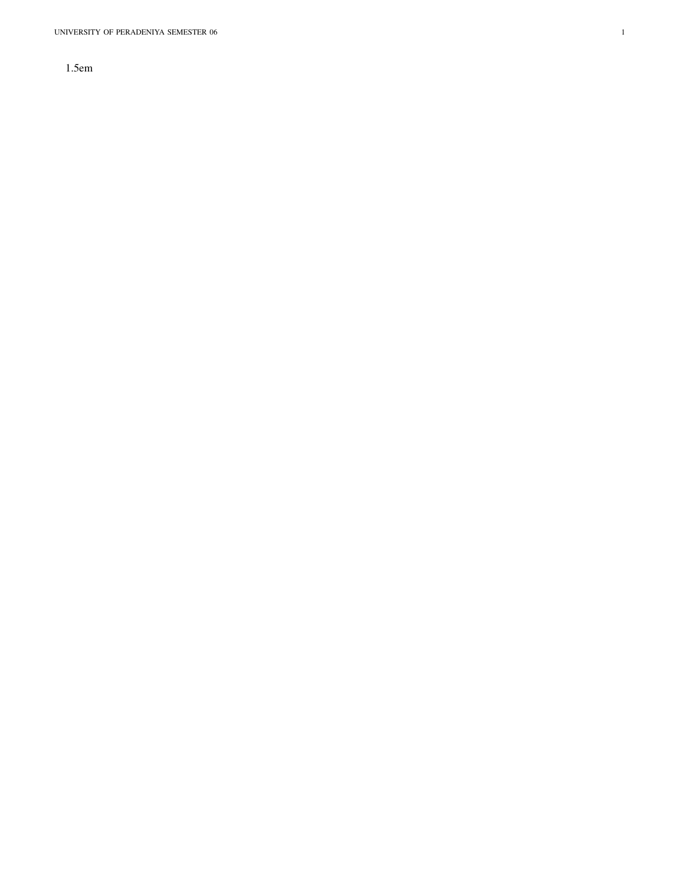1.5em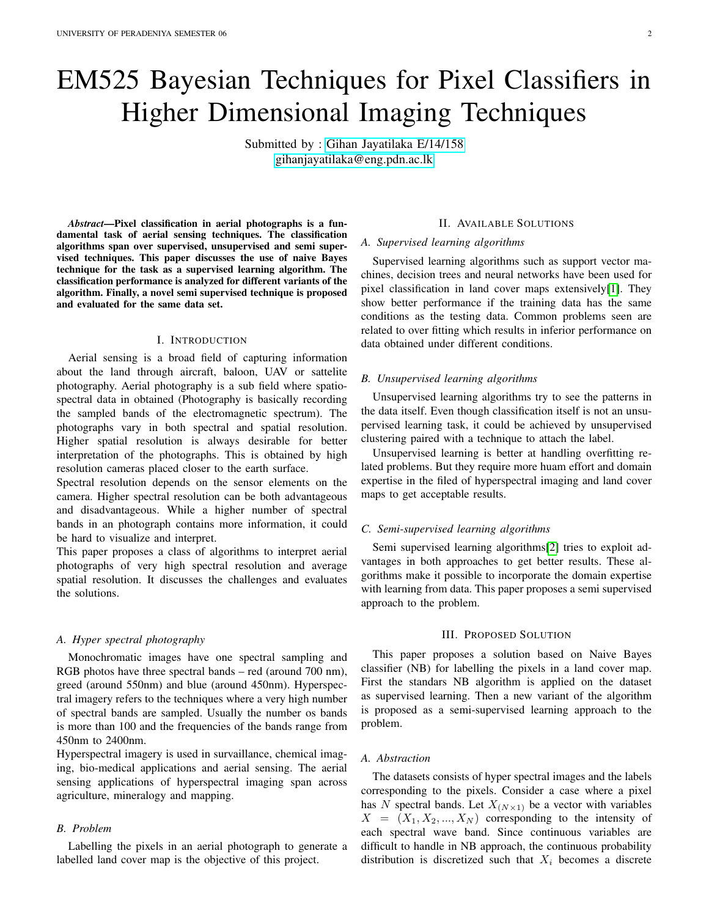# EM525 Bayesian Techniques for Pixel Classifiers in Higher Dimensional Imaging Techniques

Submitted by : Gihan Jayatilaka E/14/158
gihanjayatilaka@eng.pdn.ac.lk

***Abstract*—Pixel classification in aerial photographs is a fundamental task of aerial sensing techniques. The classification algorithms span over supervised, unsupervised and semi supervised techniques. This paper discusses the use of naive Bayes technique for the task as a supervised learning algorithm. The classification performance is analyzed for different variants of the algorithm. Finally, a novel semi supervised technique is proposed and evaluated for the same data set.**

## I. Introduction

Aerial sensing is a broad field of capturing information about the land through aircraft, baloon, UAV or sattelite photography. Aerial photography is a sub field where spatio-spectral data in obtained (Photography is basically recording the sampled bands of the electromagnetic spectrum). The photographs vary in both spectral and spatial resolution. Higher spatial resolution is always desirable for better interpretation of the photographs. This is obtained by high resolution cameras placed closer to the earth surface.

Spectral resolution depends on the sensor elements on the camera. Higher spectral resolution can be both advantageous and disadvantageous. While a higher number of spectral bands in an photograph contains more information, it could be hard to visualize and interpret.

This paper proposes a class of algorithms to interpret aerial photographs of very high spectral resolution and average spatial resolution. It discusses the challenges and evaluates the solutions.

### A. Hyper spectral photography

Monochromatic images have one spectral sampling and RGB photos have three spectral bands – red (around 700 nm), greed (around 550nm) and blue (around 450nm). Hyperspectral imagery refers to the techniques where a very high number of spectral bands are sampled. Usually the number os bands is more than 100 and the frequencies of the bands range from 450nm to 2400nm.

Hyperspectral imagery is used in survaillance, chemical imaging, bio-medical applications and aerial sensing. The aerial sensing applications of hyperspectral imaging span across agriculture, mineralogy and mapping.

### B. Problem

Labelling the pixels in an aerial photograph to generate a labelled land cover map is the objective of this project.

## II. Available Solutions

### A. Supervised learning algorithms

Supervised learning algorithms such as support vector machines, decision trees and neural networks have been used for pixel classification in land cover maps extensively[1]. They show better performance if the training data has the same conditions as the testing data. Common problems seen are related to over fitting which results in inferior performance on data obtained under different conditions.

### B. Unsupervised learning algorithms

Unsupervised learning algorithms try to see the patterns in the data itself. Even though classification itself is not an unsupervised learning task, it could be achieved by unsupervised clustering paired with a technique to attach the label.

Unsupervised learning is better at handling overfitting related problems. But they require more huam effort and domain expertise in the filed of hyperspectral imaging and land cover maps to get acceptable results.

### C. Semi-supervised learning algorithms

Semi supervised learning algorithms[2] tries to exploit advantages in both approaches to get better results. These algorithms make it possible to incorporate the domain expertise with learning from data. This paper proposes a semi supervised approach to the problem.

## III. Proposed Solution

This paper proposes a solution based on Naive Bayes classifier (NB) for labelling the pixels in a land cover map. First the standars NB algorithm is applied on the dataset as supervised learning. Then a new variant of the algorithm is proposed as a semi-supervised learning approach to the problem.

### A. Abstraction

The datasets consists of hyper spectral images and the labels corresponding to the pixels. Consider a case where a pixel has $N$ spectral bands. Let $X_{(N\times 1)}$ be a vector with variables $X = (X_1, X_2, ..., X_N)$ corresponding to the intensity of each spectral wave band. Since continuous variables are difficult to handle in NB approach, the continuous probability distribution is discretized such that $X_i$ becomes a discrete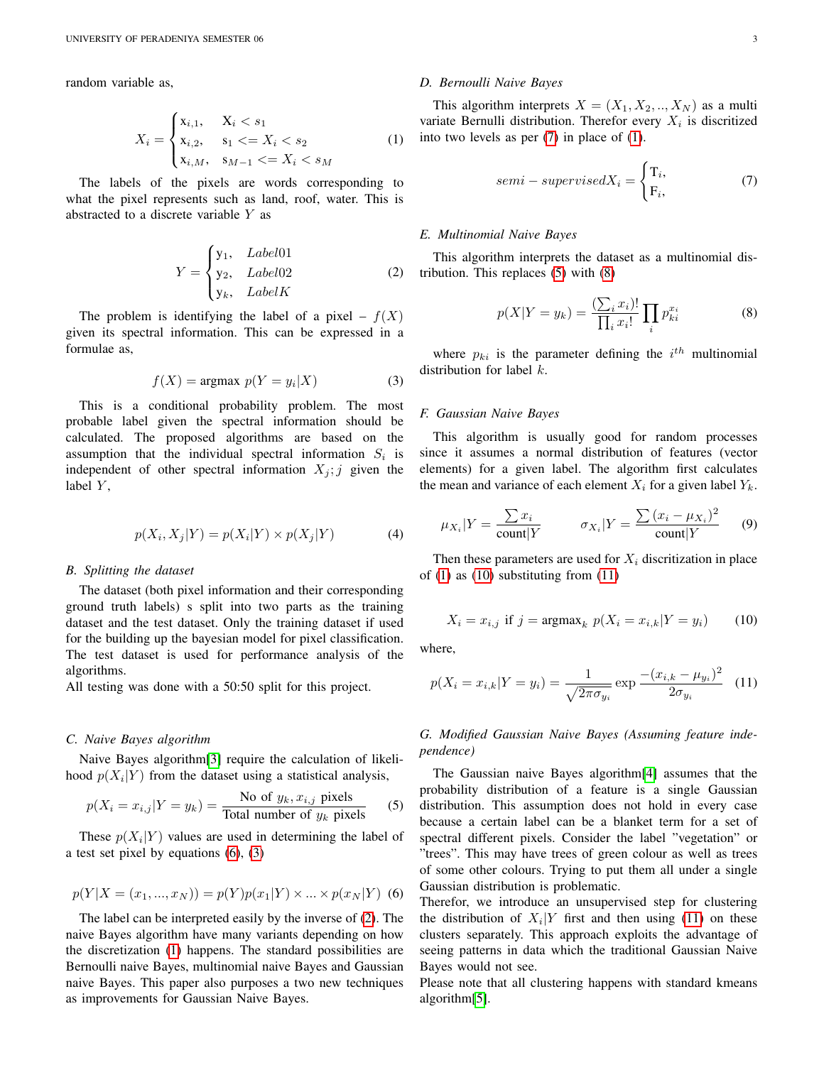random variable as,

$$X_i = \begin{cases} \mathrm{x}_{i,1}, & X_i < s_1 \\ \mathrm{x}_{i,2}, & \mathrm{s}_1 <= X_i < s_2 \\ \mathrm{x}_{i,M}, & \mathrm{s}_{M-1} <= X_i < s_M \end{cases} \tag{1}$$

The labels of the pixels are words corresponding to what the pixel represents such as land, roof, water. This is abstracted to a discrete variable $Y$ as

$$Y = \begin{cases} \mathrm{y}_1, & Label01 \\ \mathrm{y}_2, & Label02 \\ \mathrm{y}_k, & LabelK \end{cases} \tag{2}$$

The problem is identifying the label of a pixel – $f(X)$ given its spectral information. This can be expressed in a formulae as,

$$f(X) = \text{argmax } p(Y = y_i | X) \tag{3}$$

This is a conditional probability problem. The most probable label given the spectral information should be calculated. The proposed algorithms are based on the assumption that the individual spectral information $S_i$ is independent of other spectral information $X_j; j$ given the label $Y$,

$$p(X_i, X_j | Y) = p(X_i | Y) \times p(X_j | Y) \tag{4}$$

### B. Splitting the dataset

The dataset (both pixel information and their corresponding ground truth labels) s split into two parts as the training dataset and the test dataset. Only the training dataset if used for the building up the bayesian model for pixel classification. The test dataset is used for performance analysis of the algorithms.

All testing was done with a 50:50 split for this project.

### C. Naive Bayes algorithm

Naive Bayes algorithm[3] require the calculation of likelihood $p(X_i|Y)$ from the dataset using a statistical analysis,

$$p(X_i = x_{i,j} | Y = y_k) = \frac{\text{No of } y_k, x_{i,j} \text{ pixels}}{\text{Total number of } y_k \text{ pixels}} \tag{5}$$

These $p(X_i|Y)$ values are used in determining the label of a test set pixel by equations (6), (3)

$$p(Y | X = (x_1, ..., x_N)) = p(Y) p(x_1|Y) \times ... \times p(x_N|Y) \tag{6}$$

The label can be interpreted easily by the inverse of (2). The naive Bayes algorithm have many variants depending on how the discretization (1) happens. The standard possibilities are Bernoulli naive Bayes, multinomial naive Bayes and Gaussian naive Bayes. This paper also purposes a two new techniques as improvements for Gaussian Naive Bayes.

### D. Bernoulli Naive Bayes

This algorithm interprets $X = (X_1, X_2, .., X_N)$ as a multi variate Bernoulli distribution. Therefor every $X_i$ is discritized into two levels as per (7) in place of (1).

$$semi-supervised X_i = \begin{cases} \mathrm{T}_i, \\ \mathrm{F}_i, \end{cases} \tag{7}$$

### E. Multinomial Naive Bayes

This algorithm interprets the dataset as a multinomial distribution. This replaces (5) with (8)

$$p(X | Y = y_k) = \frac{(\sum_i x_i)!}{\prod_i x_i!} \prod_i p_{ki}^{x_i} \tag{8}$$

where $p_{ki}$ is the parameter defining the $i^{th}$ multinomial distribution for label $k$.

### F. Gaussian Naive Bayes

This algorithm is usually good for random processes since it assumes a normal distribution of features (vector elements) for a given label. The algorithm first calculates the mean and variance of each element $X_i$ for a given label $Y_k$.

$$\mu_{X_i} | Y = \frac{\sum x_i}{\text{count}|Y} \qquad \sigma_{X_i} | Y = \frac{\sum (x_i - \mu_{X_i})^2}{\text{count}|Y} \tag{9}$$

Then these parameters are used for $X_i$ discritization in place of (1) as (10) substituting from (11)

$$X_i = x_{i,j} \text{ if } j = \text{argmax}_k \; p(X_i = x_{i,k} | Y = y_i) \tag{10}$$

where,

$$p(X_i = x_{i,k} | Y = y_i) = \frac{1}{\sqrt{2\pi\sigma_{y_i}}} \exp \frac{-(x_{i,k} - \mu_{y_i})^2}{2\sigma_{y_i}} \tag{11}$$

### G. Modified Gaussian Naive Bayes (Assuming feature independence)

The Gaussian naive Bayes algorithm[4] assumes that the probability distribution of a feature is a single Gaussian distribution. This assumption does not hold in every case because a certain label can be a blanket term for a set of spectral different pixels. Consider the label "vegetation" or "trees". This may have trees of green colour as well as trees of some other colours. Trying to put them all under a single Gaussian distribution is problematic.

Therefor, we introduce an unsupervised step for clustering the distribution of $X_i|Y$ first and then using (11) on these clusters separately. This approach exploits the advantage of seeing patterns in data which the traditional Gaussian Naive Bayes would not see.

Please note that all clustering happens with standard kmeans algorithm[5].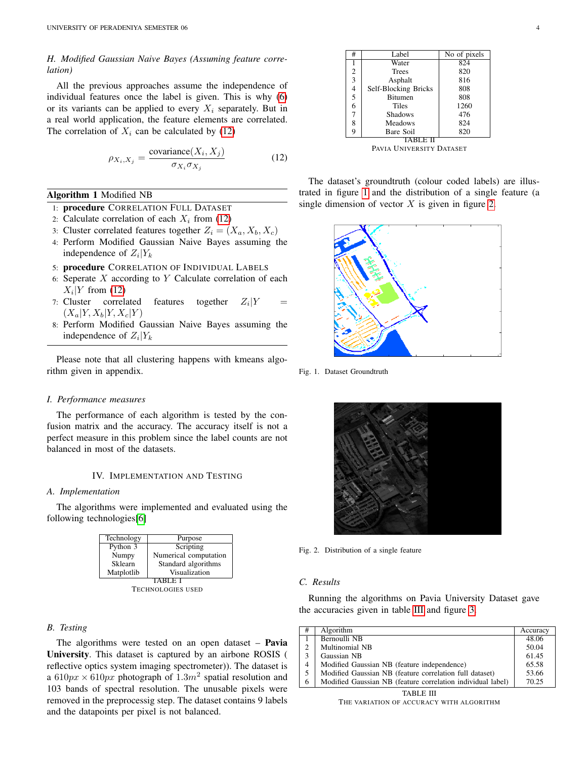### H. Modified Gaussian Naive Bayes (Assuming feature correlation)

All the previous approaches assume the independence of individual features once the label is given. This is why (6) or its variants can be applied to every $X_i$ separately. But in a real world application, the feature elements are correlated. The correlation of $X_i$ can be calculated by (12)

$$\rho_{X_i,X_j} = \frac{\text{covariance}(X_i, X_j)}{\sigma_{X_i}\sigma_{X_j}} \tag{12}$$

**Algorithm 1** Modified NB

1: **procedure** CORRELATION FULL DATASET
2: Calculate correlation of each $X_i$ from (12)
3: Cluster correlated features together $Z_i = (X_a, X_b, X_c)$
4: Perform Modified Gaussian Naive Bayes assuming the independence of $Z_i|Y_k$
5: **procedure** CORRELATION OF INDIVIDUAL LABELS
6: Seperate $X$ according to $Y$ Calculate correlation of each $X_i|Y$ from (12)
7: Cluster correlated features together $Z_i|Y = (X_a|Y, X_b|Y, X_c|Y)$
8: Perform Modified Gaussian Naive Bayes assuming the independence of $Z_i|Y_k$

Please note that all clustering happens with kmeans algorithm given in appendix.

### I. Performance measures

The performance of each algorithm is tested by the confusion matrix and the accuracy. The accuracy itself is not a perfect measure in this problem since the label counts are not balanced in most of the datasets.

## IV. IMPLEMENTATION AND TESTING

### A. Implementation

The algorithms were implemented and evaluated using the following technologies[6]

| Technology | Purpose |
|---|---|
| Python 3 | Scripting |
| Numpy | Numerical computation |
| Sklearn | Standard algorithms |
| Matplotlib | Visualization |

TABLE I
TECHNOLOGIES USED

### B. Testing

The algorithms were tested on an open dataset – **Pavia University**. This dataset is captured by an airbone ROSIS ( reflective optics system imaging spectrometer)). The dataset is a $610px \times 610px$ photograph of $1.3m^2$ spatial resolution and 103 bands of spectral resolution. The unusable pixels were removed in the preprocessig step. The dataset contains 9 labels and the datapoints per pixel is not balanced.

| # | Label | No of pixels |
|---|---|---|
| 1 | Water | 824 |
| 2 | Trees | 820 |
| 3 | Asphalt | 816 |
| 4 | Self-Blocking Bricks | 808 |
| 5 | Bitumen | 808 |
| 6 | Tiles | 1260 |
| 7 | Shadows | 476 |
| 8 | Meadows | 824 |
| 9 | Bare Soil | 820 |

TABLE II
PAVIA UNIVERSITY DATASET

The dataset's groundtruth (colour coded labels) are illustrated in figure 1 and the distribution of a single feature (a single dimension of vector $X$ is given in figure 2.

Fig. 1. Dataset Groundtruth

Fig. 2. Distribution of a single feature

### C. Results

Running the algorithms on Pavia University Dataset gave the accuracies given in table III and figure 3.

| # | Algorithm | Accuracy |
|---|---|---|
| 1 | Bernoulli NB | 48.06 |
| 2 | Multinomial NB | 50.04 |
| 3 | Gaussian NB | 61.45 |
| 4 | Modified Gaussian NB (feature independence) | 65.58 |
| 5 | Modified Gaussian NB (feature correlation full dataset) | 53.66 |
| 6 | Modified Gaussian NB (feature correlation individual label) | 70.25 |

TABLE III
THE VARIATION OF ACCURACY WITH ALGORITHM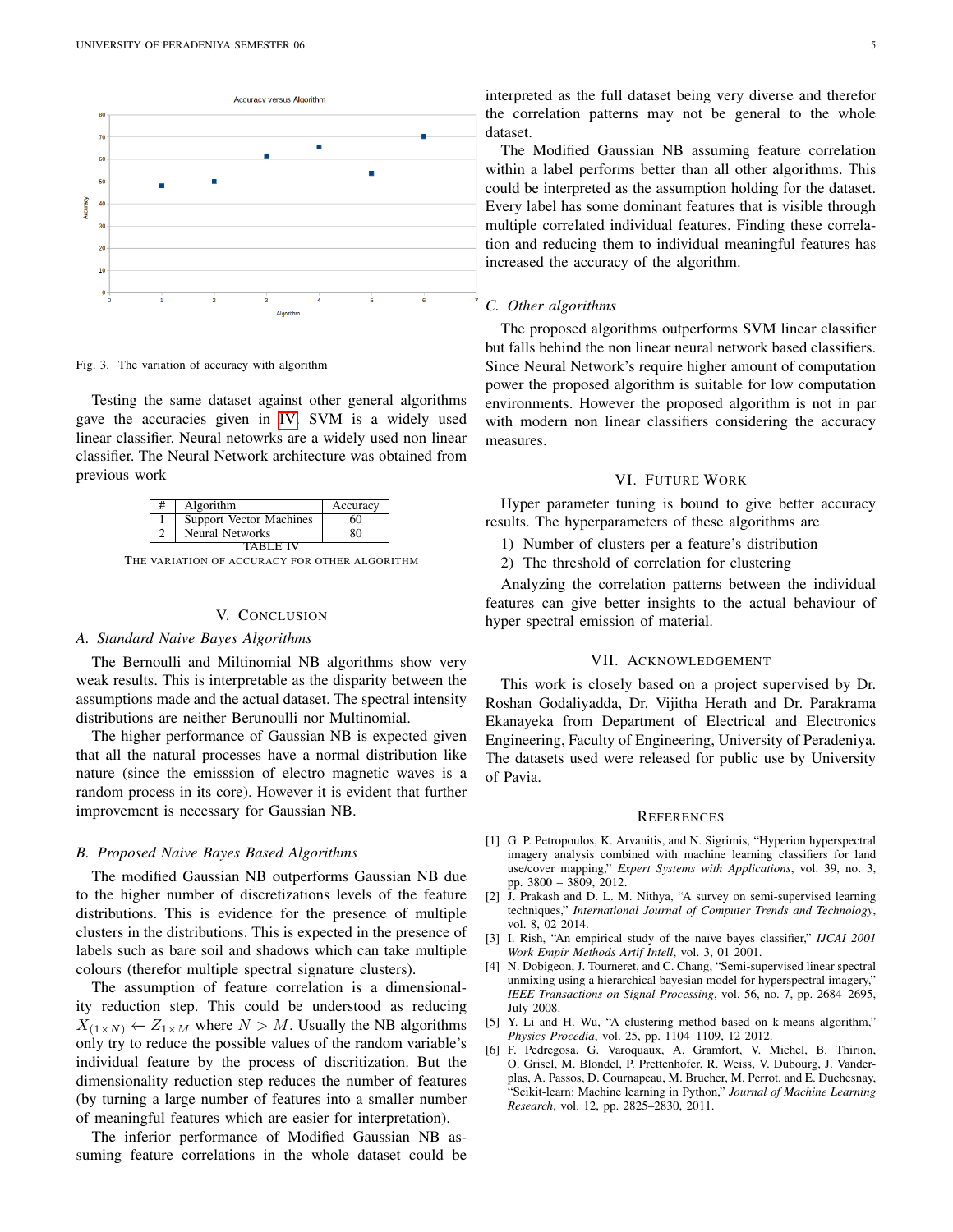Accuracy versus Algorithm

80
70
60
50
40
30
20
10
0

Accuracy

0 1 2 3 4 5 6 7

Algorithm

Fig. 3. The variation of accuracy with algorithm

Testing the same dataset against other general algorithms gave the accuracies given in IV. SVM is a widely used linear classifier. Neural netowrks are a widely used non linear classifier. The Neural Network architecture was obtained from previous work

| # | Algorithm | Accuracy |
|---|---|---|
| 1 | Support Vector Machines | 60 |
| 2 | Neural Networks | 80 |

TABLE IV
THE VARIATION OF ACCURACY FOR OTHER ALGORITHM

## V. Conclusion

### A. Standard Naive Bayes Algorithms

The Bernoulli and Miltinomial NB algorithms show very weak results. This is interpretable as the disparity between the assumptions made and the actual dataset. The spectral intensity distributions are neither Berunoulli nor Multinomial.

The higher performance of Gaussian NB is expected given that all the natural processes have a normal distribution like nature (since the emisssion of electro magnetic waves is a random process in its core). However it is evident that further improvement is necessary for Gaussian NB.

### B. Proposed Naive Bayes Based Algorithms

The modified Gaussian NB outperforms Gaussian NB due to the higher number of discretizations levels of the feature distributions. This is evidence for the presence of multiple clusters in the distributions. This is expected in the presence of labels such as bare soil and shadows which can take multiple colours (therefor multiple spectral signature clusters).

The assumption of feature correlation is a dimensionality reduction step. This could be understood as reducing $X_{(1\times N)} \leftarrow Z_{1\times M}$ where $N > M$. Usually the NB algorithms only try to reduce the possible values of the random variable's individual feature by the process of discritization. But the dimensionality reduction step reduces the number of features (by turning a large number of features into a smaller number of meaningful features which are easier for interpretation).

The inferior performance of Modified Gaussian NB assuming feature correlations in the whole dataset could be interpreted as the full dataset being very diverse and therefor the correlation patterns may not be general to the whole dataset.

The Modified Gaussian NB assuming feature correlation within a label performs better than all other algorithms. This could be interpreted as the assumption holding for the dataset. Every label has some dominant features that is visible through multiple correlated individual features. Finding these correlation and reducing them to individual meaningful features has increased the accuracy of the algorithm.

### C. Other algorithms

The proposed algorithms outperforms SVM linear classifier but falls behind the non linear neural network based classifiers. Since Neural Network's require higher amount of computation power the proposed algorithm is suitable for low computation environments. However the proposed algorithm is not in par with modern non linear classifiers considering the accuracy measures.

## VI. Future Work

Hyper parameter tuning is bound to give better accuracy results. The hyperparameters of these algorithms are

1) Number of clusters per a feature's distribution
2) The threshold of correlation for clustering

Analyzing the correlation patterns between the individual features can give better insights to the actual behaviour of hyper spectral emission of material.

## VII. Acknowledgement

This work is closely based on a project supervised by Dr. Roshan Godaliyadda, Dr. Vijitha Herath and Dr. Parakrama Ekanayeka from Department of Electrical and Electronics Engineering, Faculty of Engineering, University of Peradeniya. The datasets used were released for public use by University of Pavia.

## References

[1] G. P. Petropoulos, K. Arvanitis, and N. Sigrimis, "Hyperion hyperspectral imagery analysis combined with machine learning classifiers for land use/cover mapping," *Expert Systems with Applications*, vol. 39, no. 3, pp. 3800 – 3809, 2012.

[2] J. Prakash and D. L. M. Nithya, "A survey on semi-supervised learning techniques," *International Journal of Computer Trends and Technology*, vol. 8, 02 2014.

[3] I. Rish, "An empirical study of the naïve bayes classifier," *IJCAI 2001 Work Empir Methods Artif Intell*, vol. 3, 01 2001.

[4] N. Dobigeon, J. Tourneret, and C. Chang, "Semi-supervised linear spectral unmixing using a hierarchical bayesian model for hyperspectral imagery," *IEEE Transactions on Signal Processing*, vol. 56, no. 7, pp. 2684–2695, July 2008.

[5] Y. Li and H. Wu, "A clustering method based on k-means algorithm," *Physics Procedia*, vol. 25, pp. 1104–1109, 12 2012.

[6] F. Pedregosa, G. Varoquaux, A. Gramfort, V. Michel, B. Thirion, O. Grisel, M. Blondel, P. Prettenhofer, R. Weiss, V. Dubourg, J. Vanderplas, A. Passos, D. Cournapeau, M. Brucher, M. Perrot, and E. Duchesnay, "Scikit-learn: Machine learning in Python," *Journal of Machine Learning Research*, vol. 12, pp. 2825–2830, 2011.